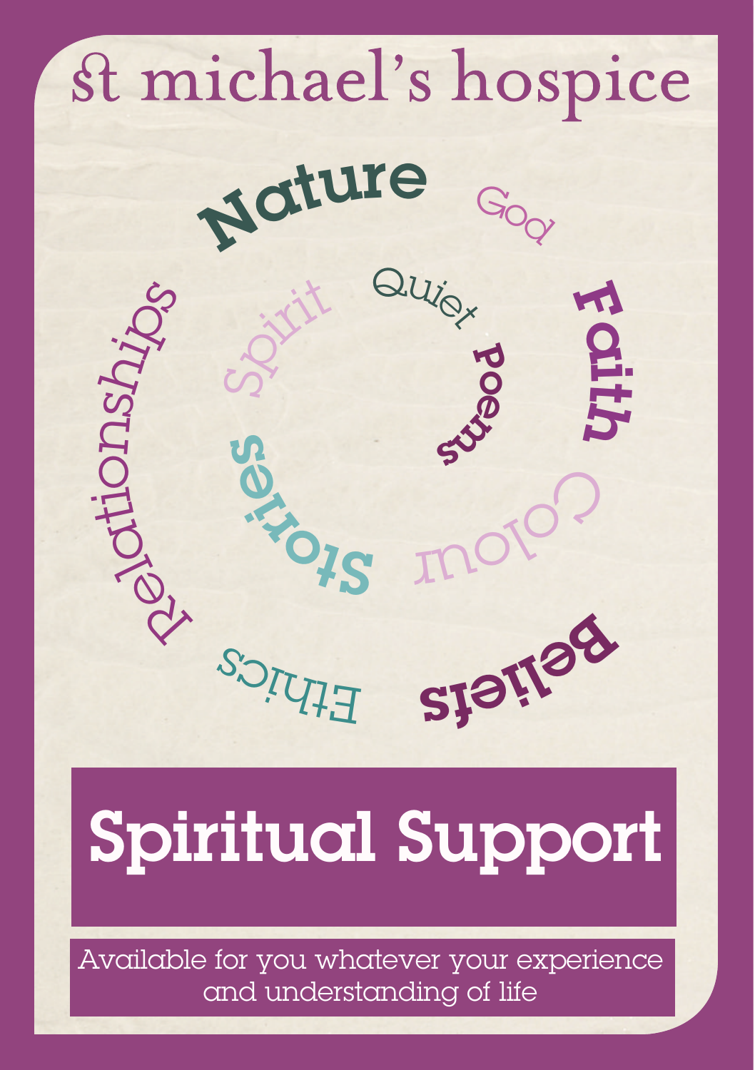# st michael's hospice

Nature

God

Faith

Colour

Beliefs

Ethics

Relationships

Spirit

Quiet

Poems

Stories

# Spiritual Support

Available for you whatever your experience and understanding of life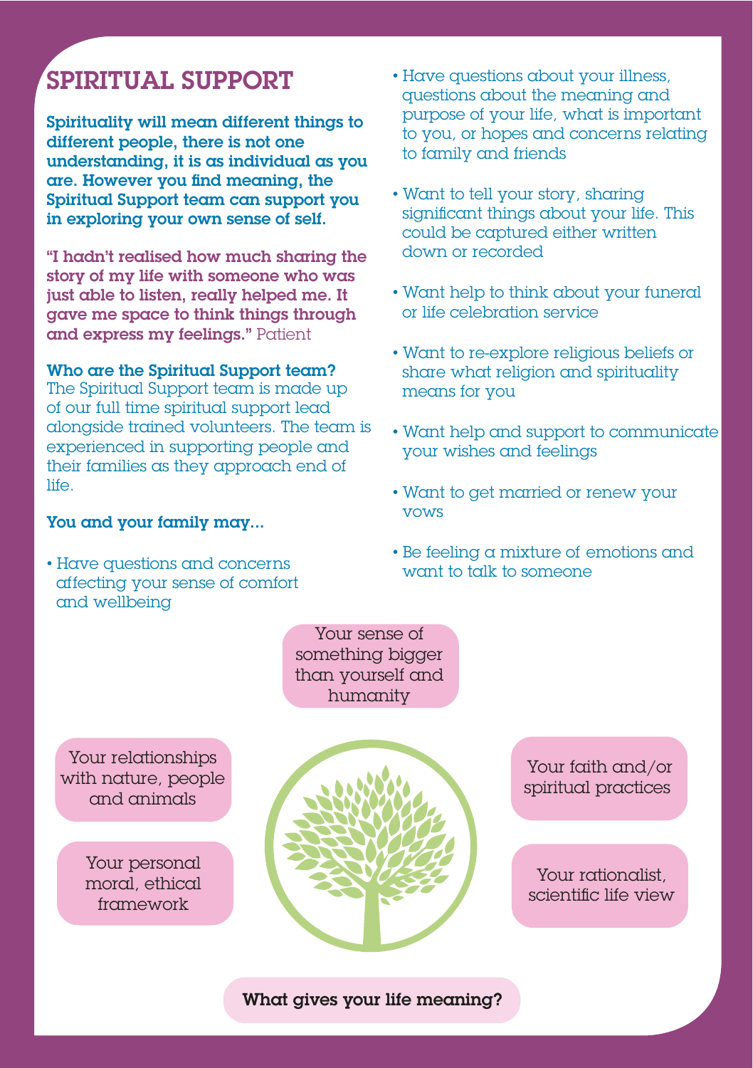# SPIRITUAL SUPPORT

**Spirituality will mean different things to different people, there is not one understanding, it is as individual as you are. However you find meaning, the Spiritual Support team can support you in exploring your own sense of self.**

**"I hadn't realised how much sharing the story of my life with someone who was just able to listen, really helped me. It gave me space to think things through and express my feelings."** Patient

**Who are the Spiritual Support team?**

The Spiritual Support team is made up of our full time spiritual support lead alongside trained volunteers. The team is experienced in supporting people and their families as they approach end of life.

**You and your family may...**

- Have questions and concerns affecting your sense of comfort and wellbeing
- Have questions about your illness, questions about the meaning and purpose of your life, what is important to you, or hopes and concerns relating to family and friends
- Want to tell your story, sharing significant things about your life. This could be captured either written down or recorded
- Want help to think about your funeral or life celebration service
- Want to re-explore religious beliefs or share what religion and spirituality means for you
- Want help and support to communicate your wishes and feelings
- Want to get married or renew your vows
- Be feeling a mixture of emotions and want to talk to someone

Your sense of something bigger than yourself and humanity

Your relationships with nature, people and animals

Your personal moral, ethical framework

Your faith and/or spiritual practices

Your rationalist, scientific life view

**What gives your life meaning?**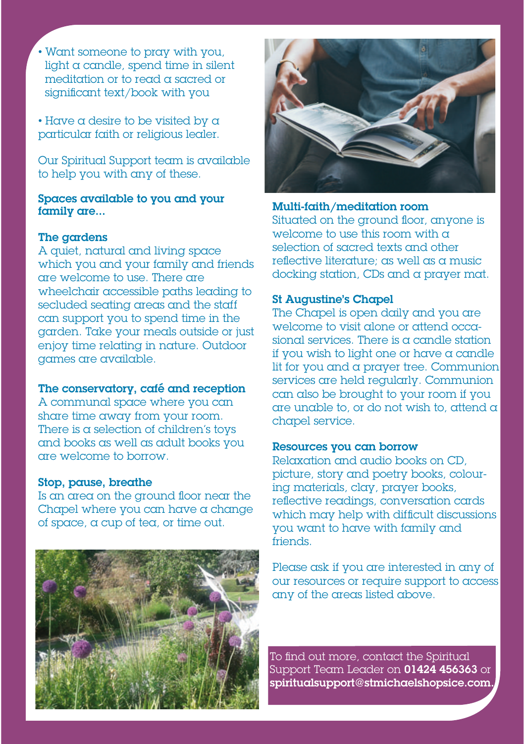- Want someone to pray with you, light a candle, spend time in silent meditation or to read a sacred or significant text/book with you

- Have a desire to be visited by a particular faith or religious lealer.

Our Spiritual Support team is available to help you with any of these.

### Spaces available to you and your family are...

### The gardens

A quiet, natural and living space which you and your family and friends are welcome to use. There are wheelchair accessible paths leading to secluded seating areas and the staff can support you to spend time in the garden. Take your meals outside or just enjoy time relating in nature. Outdoor games are available.

### The conservatory, café and reception

A communal space where you can share time away from your room. There is a selection of children's toys and books as well as adult books you are welcome to borrow.

### Stop, pause, breathe

Is an area on the ground floor near the Chapel where you can have a change of space, a cup of tea, or time out.

### Multi-faith/meditation room

Situated on the ground floor, anyone is welcome to use this room with a selection of sacred texts and other reflective literature; as well as a music docking station, CDs and a prayer mat.

### St Augustine's Chapel

The Chapel is open daily and you are welcome to visit alone or attend occasional services. There is a candle station if you wish to light one or have a candle lit for you and a prayer tree. Communion services are held regularly. Communion can also be brought to your room if you are unable to, or do not wish to, attend a chapel service.

### Resources you can borrow

Relaxation and audio books on CD, picture, story and poetry books, colouring materials, clay, prayer books, reflective readings, conversation cards which may help with difficult discussions you want to have with family and friends.

Please ask if you are interested in any of our resources or require support to access any of the areas listed above.

To find out more, contact the Spiritual Support Team Leader on **01424 456363** or **spiritualsupport@stmichaelshopsice.com.**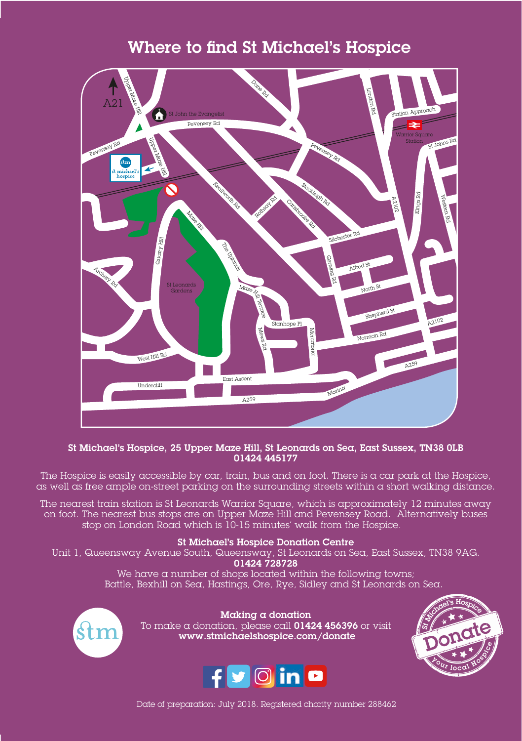# Where to find St Michael's Hospice

A21
Upper Maze Hill
St John the Evangelist
Dane Rd
London Rd
Station Approach
Warrior Square Station
St Johns Rd
Pevensey Rd
Pevensey Rd
Pevensey Rd
Upper Maze Hill
stm st michael's hospice
Kenilworth Rd
Stockleigh Rd
Rothsay Rd
Carisbrooke Rd
A2102
Kings Rd
Western Rd
Maze Hill
Quarry Hill
The Uplands
Silchester Rd
Gensing Rd
Alfred St
Archery Rd
St Leonards Gardens
Maze Hill Terrace
North St
Shepherd St
Stanhope Pl
Mews Rd
Mercatoria
Norman Rd
A2102
West Hill Rd
Undercliff
East Ascent
A259
A259
Marina

**St Michael's Hospice, 25 Upper Maze Hill, St Leonards on Sea, East Sussex, TN38 0LB**
**01424 445177**

The Hospice is easily accessible by car, train, bus and on foot. There is a car park at the Hospice, as well as free ample on-street parking on the surrounding streets within a short walking distance.

The nearest train station is St Leonards Warrior Square, which is approximately 12 minutes away on foot. The nearest bus stops are on Upper Maze Hill and Pevensey Road. Alternatively buses stop on London Road which is 10-15 minutes' walk from the Hospice.

**St Michael's Hospice Donation Centre**
Unit 1, Queensway Avenue South, Queensway, St Leonards on Sea, East Sussex, TN38 9AG.
**01424 728728**
We have a number of shops located within the following towns;
Battle, Bexhill on Sea, Hastings, Ore, Rye, Sidley and St Leonards on Sea.

stm

**Making a donation**
To make a donation, please call **01424 456396** or visit
**www.stmichaelshospice.com/donate**

St Michael's Hospice Donate Your local Hospice

Date of preparation: July 2018. Registered charity number 288462